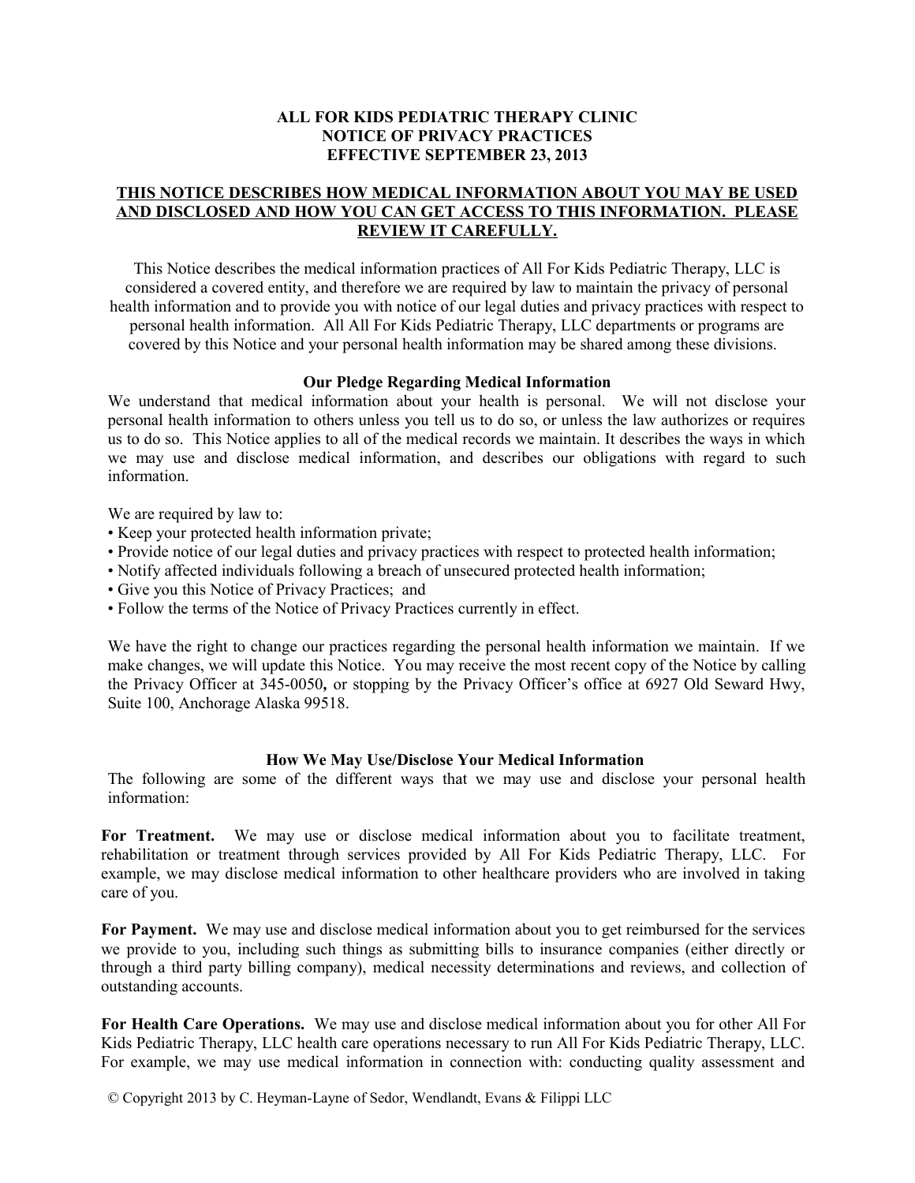# ALL FOR KIDS PEDIATRIC THERAPY CLINIC
# NOTICE OF PRIVACY PRACTICES
# EFFECTIVE SEPTEMBER 23, 2013

**THIS NOTICE DESCRIBES HOW MEDICAL INFORMATION ABOUT YOU MAY BE USED AND DISCLOSED AND HOW YOU CAN GET ACCESS TO THIS INFORMATION. PLEASE REVIEW IT CAREFULLY.**

This Notice describes the medical information practices of All For Kids Pediatric Therapy, LLC is considered a covered entity, and therefore we are required by law to maintain the privacy of personal health information and to provide you with notice of our legal duties and privacy practices with respect to personal health information. All All For Kids Pediatric Therapy, LLC departments or programs are covered by this Notice and your personal health information may be shared among these divisions.

## Our Pledge Regarding Medical Information

We understand that medical information about your health is personal. We will not disclose your personal health information to others unless you tell us to do so, or unless the law authorizes or requires us to do so. This Notice applies to all of the medical records we maintain. It describes the ways in which we may use and disclose medical information, and describes our obligations with regard to such information.

We are required by law to:

- Keep your protected health information private;
- Provide notice of our legal duties and privacy practices with respect to protected health information;
- Notify affected individuals following a breach of unsecured protected health information;
- Give you this Notice of Privacy Practices; and
- Follow the terms of the Notice of Privacy Practices currently in effect.

We have the right to change our practices regarding the personal health information we maintain. If we make changes, we will update this Notice. You may receive the most recent copy of the Notice by calling the Privacy Officer at 345-0050**,** or stopping by the Privacy Officer's office at 6927 Old Seward Hwy, Suite 100, Anchorage Alaska 99518.

## How We May Use/Disclose Your Medical Information

The following are some of the different ways that we may use and disclose your personal health information:

**For Treatment.** We may use or disclose medical information about you to facilitate treatment, rehabilitation or treatment through services provided by All For Kids Pediatric Therapy, LLC. For example, we may disclose medical information to other healthcare providers who are involved in taking care of you.

**For Payment.** We may use and disclose medical information about you to get reimbursed for the services we provide to you, including such things as submitting bills to insurance companies (either directly or through a third party billing company), medical necessity determinations and reviews, and collection of outstanding accounts.

**For Health Care Operations.** We may use and disclose medical information about you for other All For Kids Pediatric Therapy, LLC health care operations necessary to run All For Kids Pediatric Therapy, LLC. For example, we may use medical information in connection with: conducting quality assessment and

© Copyright 2013 by C. Heyman-Layne of Sedor, Wendlandt, Evans & Filippi LLC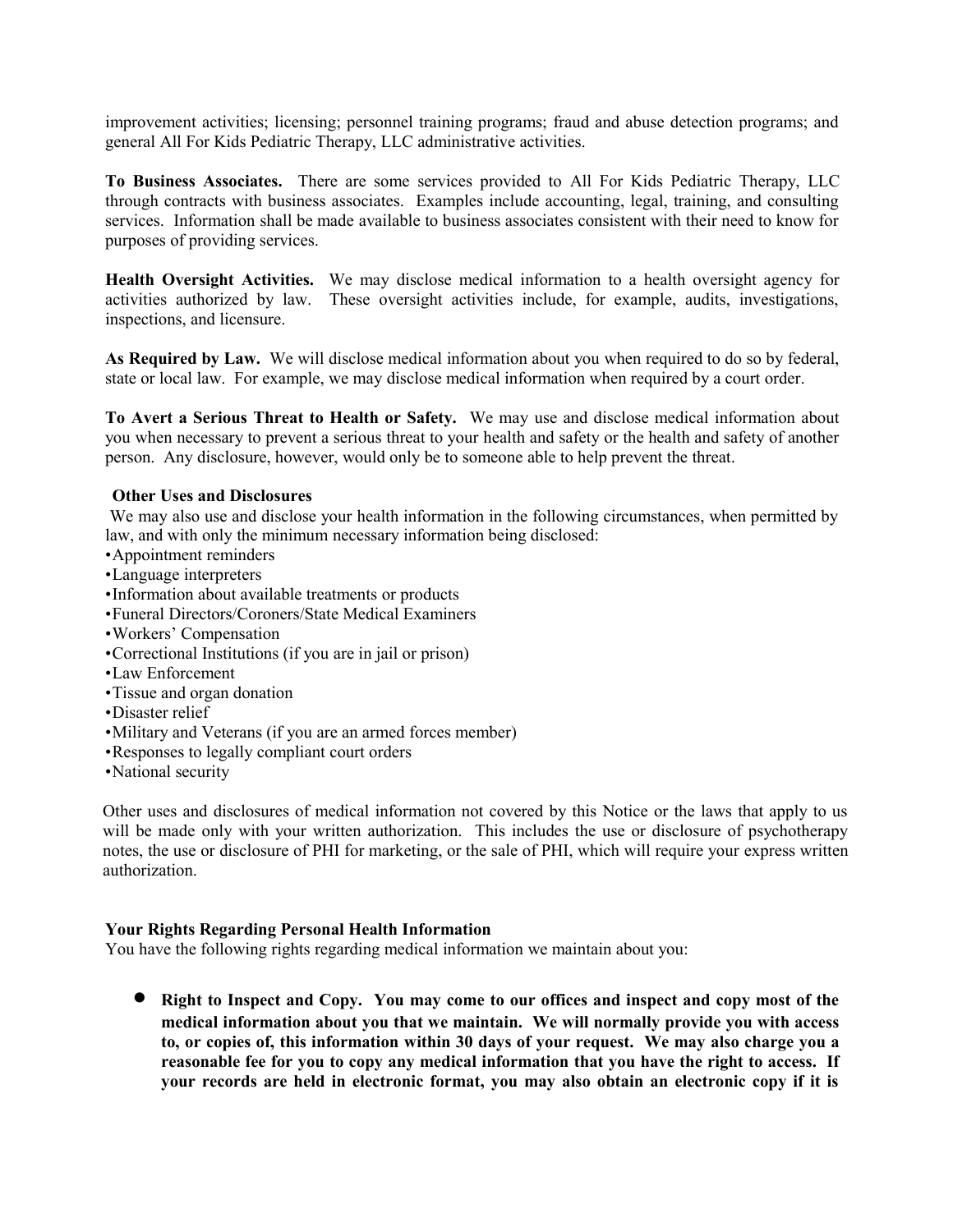improvement activities; licensing; personnel training programs; fraud and abuse detection programs; and general All For Kids Pediatric Therapy, LLC administrative activities.

**To Business Associates.** There are some services provided to All For Kids Pediatric Therapy, LLC through contracts with business associates. Examples include accounting, legal, training, and consulting services. Information shall be made available to business associates consistent with their need to know for purposes of providing services.

**Health Oversight Activities.** We may disclose medical information to a health oversight agency for activities authorized by law. These oversight activities include, for example, audits, investigations, inspections, and licensure.

**As Required by Law.** We will disclose medical information about you when required to do so by federal, state or local law. For example, we may disclose medical information when required by a court order.

**To Avert a Serious Threat to Health or Safety.** We may use and disclose medical information about you when necessary to prevent a serious threat to your health and safety or the health and safety of another person. Any disclosure, however, would only be to someone able to help prevent the threat.

**Other Uses and Disclosures**

We may also use and disclose your health information in the following circumstances, when permitted by law, and with only the minimum necessary information being disclosed:

- Appointment reminders
- Language interpreters
- Information about available treatments or products
- Funeral Directors/Coroners/State Medical Examiners
- Workers' Compensation
- Correctional Institutions (if you are in jail or prison)
- Law Enforcement
- Tissue and organ donation
- Disaster relief
- Military and Veterans (if you are an armed forces member)
- Responses to legally compliant court orders
- National security

Other uses and disclosures of medical information not covered by this Notice or the laws that apply to us will be made only with your written authorization. This includes the use or disclosure of psychotherapy notes, the use or disclosure of PHI for marketing, or the sale of PHI, which will require your express written authorization.

**Your Rights Regarding Personal Health Information**

You have the following rights regarding medical information we maintain about you:

- **Right to Inspect and Copy. You may come to our offices and inspect and copy most of the medical information about you that we maintain. We will normally provide you with access to, or copies of, this information within 30 days of your request. We may also charge you a reasonable fee for you to copy any medical information that you have the right to access. If your records are held in electronic format, you may also obtain an electronic copy if it is**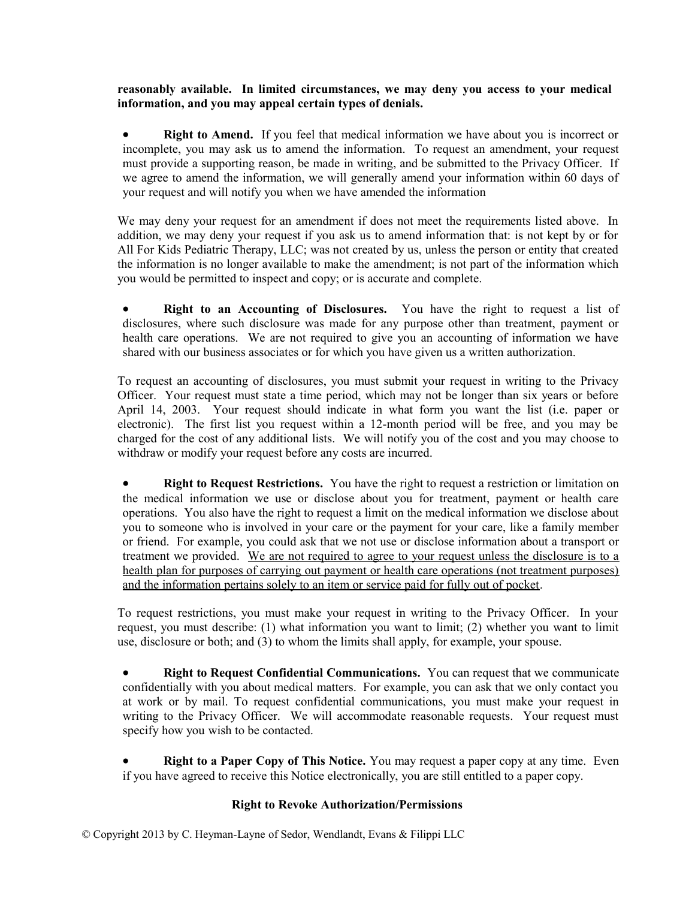**reasonably available. In limited circumstances, we may deny you access to your medical information, and you may appeal certain types of denials.**

- **Right to Amend.** If you feel that medical information we have about you is incorrect or incomplete, you may ask us to amend the information. To request an amendment, your request must provide a supporting reason, be made in writing, and be submitted to the Privacy Officer. If we agree to amend the information, we will generally amend your information within 60 days of your request and will notify you when we have amended the information

We may deny your request for an amendment if does not meet the requirements listed above. In addition, we may deny your request if you ask us to amend information that: is not kept by or for All For Kids Pediatric Therapy, LLC; was not created by us, unless the person or entity that created the information is no longer available to make the amendment; is not part of the information which you would be permitted to inspect and copy; or is accurate and complete.

- **Right to an Accounting of Disclosures.** You have the right to request a list of disclosures, where such disclosure was made for any purpose other than treatment, payment or health care operations. We are not required to give you an accounting of information we have shared with our business associates or for which you have given us a written authorization.

To request an accounting of disclosures, you must submit your request in writing to the Privacy Officer. Your request must state a time period, which may not be longer than six years or before April 14, 2003. Your request should indicate in what form you want the list (i.e. paper or electronic). The first list you request within a 12-month period will be free, and you may be charged for the cost of any additional lists. We will notify you of the cost and you may choose to withdraw or modify your request before any costs are incurred.

- **Right to Request Restrictions.** You have the right to request a restriction or limitation on the medical information we use or disclose about you for treatment, payment or health care operations. You also have the right to request a limit on the medical information we disclose about you to someone who is involved in your care or the payment for your care, like a family member or friend. For example, you could ask that we not use or disclose information about a transport or treatment we provided. <u>We are not required to agree to your request unless the disclosure is to a health plan for purposes of carrying out payment or health care operations (not treatment purposes) and the information pertains solely to an item or service paid for fully out of pocket</u>.

To request restrictions, you must make your request in writing to the Privacy Officer. In your request, you must describe: (1) what information you want to limit; (2) whether you want to limit use, disclosure or both; and (3) to whom the limits shall apply, for example, your spouse.

- **Right to Request Confidential Communications.** You can request that we communicate confidentially with you about medical matters. For example, you can ask that we only contact you at work or by mail. To request confidential communications, you must make your request in writing to the Privacy Officer. We will accommodate reasonable requests. Your request must specify how you wish to be contacted.

- **Right to a Paper Copy of This Notice.** You may request a paper copy at any time. Even if you have agreed to receive this Notice electronically, you are still entitled to a paper copy.

**Right to Revoke Authorization/Permissions**

© Copyright 2013 by C. Heyman-Layne of Sedor, Wendlandt, Evans & Filippi LLC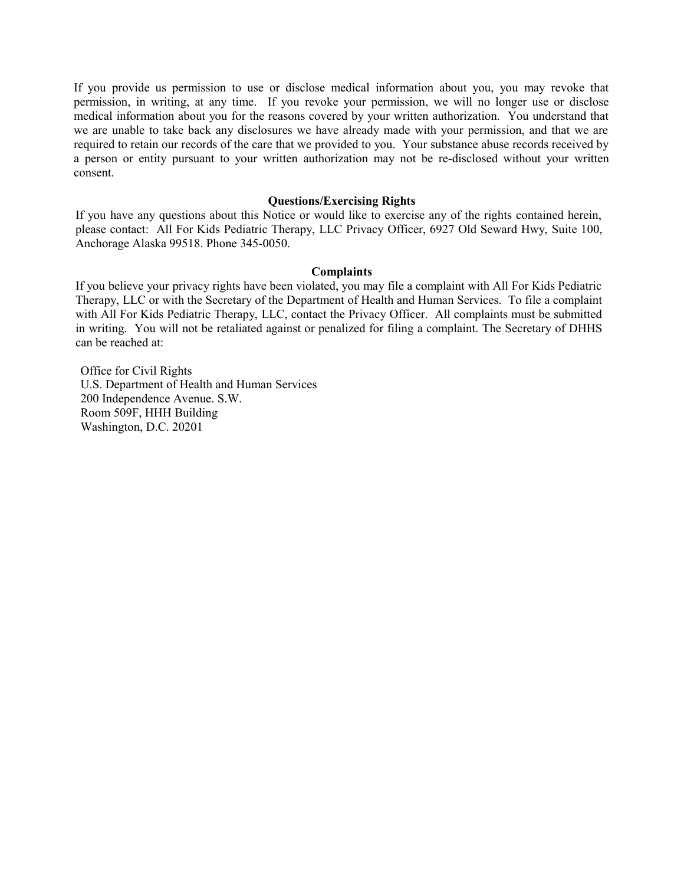If you provide us permission to use or disclose medical information about you, you may revoke that permission, in writing, at any time. If you revoke your permission, we will no longer use or disclose medical information about you for the reasons covered by your written authorization. You understand that we are unable to take back any disclosures we have already made with your permission, and that we are required to retain our records of the care that we provided to you. Your substance abuse records received by a person or entity pursuant to your written authorization may not be re-disclosed without your written consent.

**Questions/Exercising Rights**

If you have any questions about this Notice or would like to exercise any of the rights contained herein, please contact: All For Kids Pediatric Therapy, LLC Privacy Officer, 6927 Old Seward Hwy, Suite 100, Anchorage Alaska 99518. Phone 345-0050.

**Complaints**

If you believe your privacy rights have been violated, you may file a complaint with All For Kids Pediatric Therapy, LLC or with the Secretary of the Department of Health and Human Services. To file a complaint with All For Kids Pediatric Therapy, LLC, contact the Privacy Officer. All complaints must be submitted in writing. You will not be retaliated against or penalized for filing a complaint. The Secretary of DHHS can be reached at:

Office for Civil Rights  
U.S. Department of Health and Human Services  
200 Independence Avenue. S.W.  
Room 509F, HHH Building  
Washington, D.C. 20201